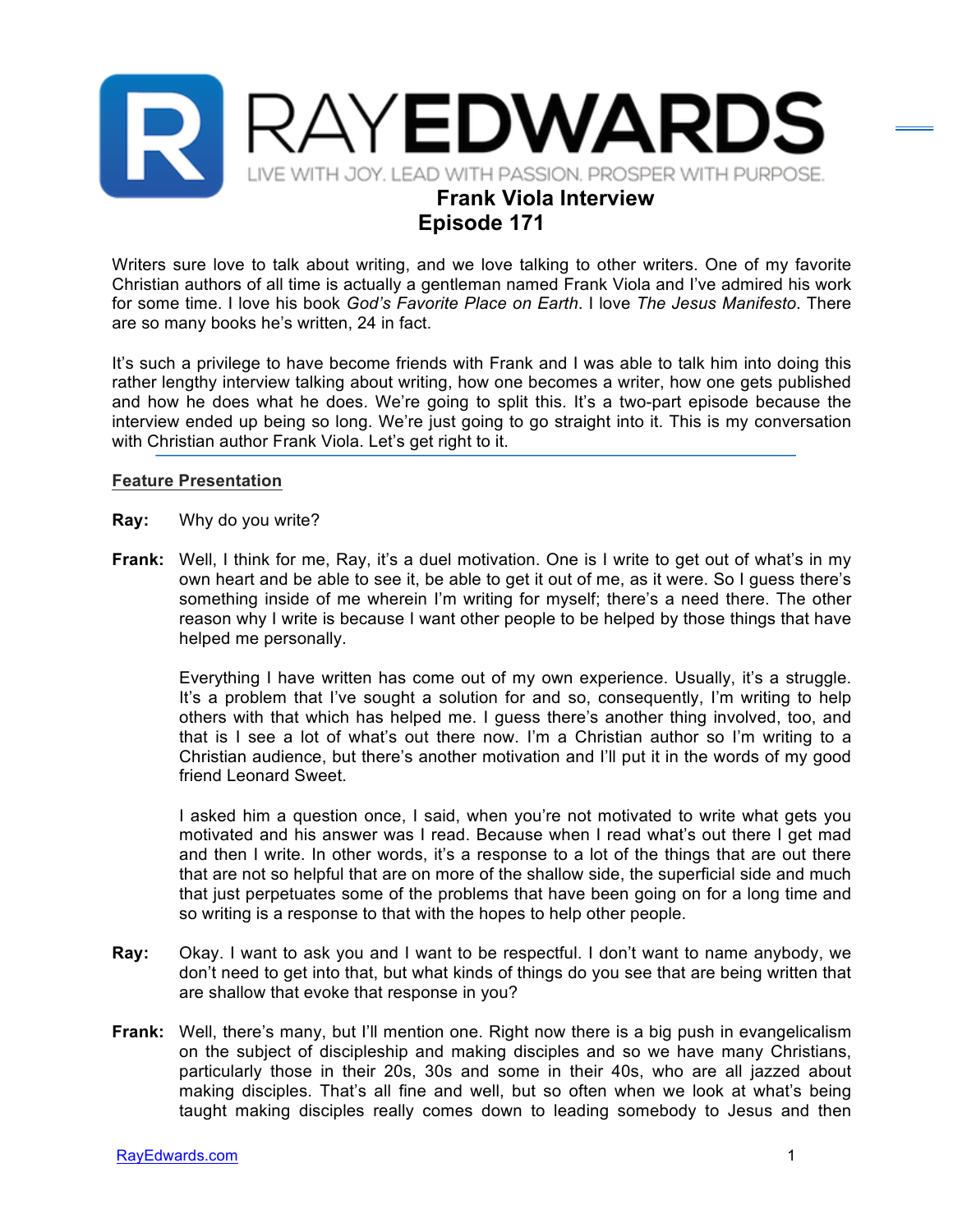# RAYEDWARDS

LIVE WITH JOY. LEAD WITH PASSION. PROSPER WITH PURPOSE.

## Frank Viola Interview
## Episode 171

Writers sure love to talk about writing, and we love talking to other writers. One of my favorite Christian authors of all time is actually a gentleman named Frank Viola and I've admired his work for some time. I love his book *God's Favorite Place on Earth*. I love *The Jesus Manifesto*. There are so many books he's written, 24 in fact.

It's such a privilege to have become friends with Frank and I was able to talk him into doing this rather lengthy interview talking about writing, how one becomes a writer, how one gets published and how he does what he does. We're going to split this. It's a two-part episode because the interview ended up being so long. We're just going to go straight into it. This is my conversation with Christian author Frank Viola. Let's get right to it.

**Feature Presentation**

**Ray:** Why do you write?

**Frank:** Well, I think for me, Ray, it's a duel motivation. One is I write to get out of what's in my own heart and be able to see it, be able to get it out of me, as it were. So I guess there's something inside of me wherein I'm writing for myself; there's a need there. The other reason why I write is because I want other people to be helped by those things that have helped me personally.

Everything I have written has come out of my own experience. Usually, it's a struggle. It's a problem that I've sought a solution for and so, consequently, I'm writing to help others with that which has helped me. I guess there's another thing involved, too, and that is I see a lot of what's out there now. I'm a Christian author so I'm writing to a Christian audience, but there's another motivation and I'll put it in the words of my good friend Leonard Sweet.

I asked him a question once, I said, when you're not motivated to write what gets you motivated and his answer was I read. Because when I read what's out there I get mad and then I write. In other words, it's a response to a lot of the things that are out there that are not so helpful that are on more of the shallow side, the superficial side and much that just perpetuates some of the problems that have been going on for a long time and so writing is a response to that with the hopes to help other people.

**Ray:** Okay. I want to ask you and I want to be respectful. I don't want to name anybody, we don't need to get into that, but what kinds of things do you see that are being written that are shallow that evoke that response in you?

**Frank:** Well, there's many, but I'll mention one. Right now there is a big push in evangelicalism on the subject of discipleship and making disciples and so we have many Christians, particularly those in their 20s, 30s and some in their 40s, who are all jazzed about making disciples. That's all fine and well, but so often when we look at what's being taught making disciples really comes down to leading somebody to Jesus and then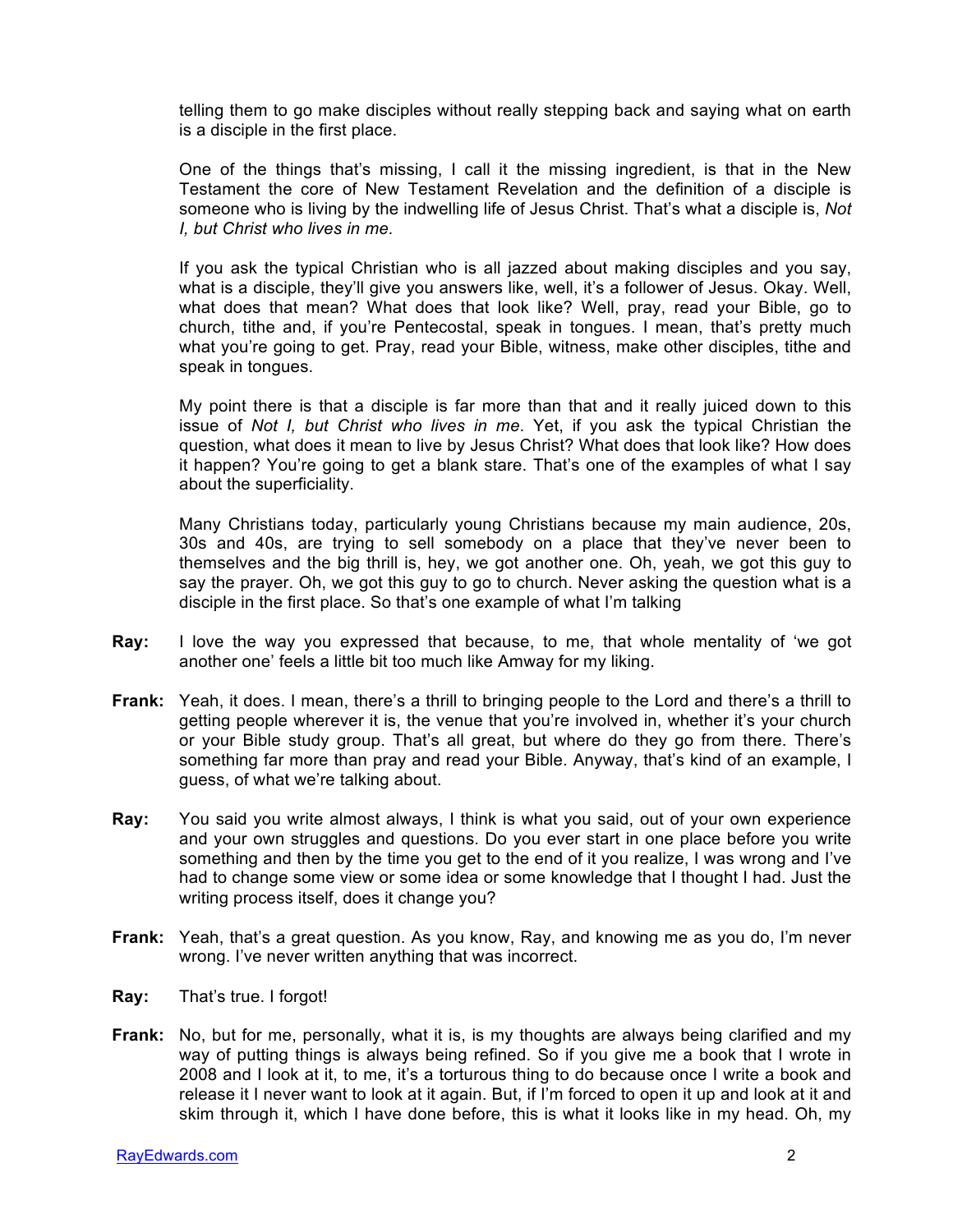telling them to go make disciples without really stepping back and saying what on earth is a disciple in the first place.

One of the things that's missing, I call it the missing ingredient, is that in the New Testament the core of New Testament Revelation and the definition of a disciple is someone who is living by the indwelling life of Jesus Christ. That's what a disciple is, *Not I, but Christ who lives in me.*

If you ask the typical Christian who is all jazzed about making disciples and you say, what is a disciple, they'll give you answers like, well, it's a follower of Jesus. Okay. Well, what does that mean? What does that look like? Well, pray, read your Bible, go to church, tithe and, if you're Pentecostal, speak in tongues. I mean, that's pretty much what you're going to get. Pray, read your Bible, witness, make other disciples, tithe and speak in tongues.

My point there is that a disciple is far more than that and it really juiced down to this issue of *Not I, but Christ who lives in me*. Yet, if you ask the typical Christian the question, what does it mean to live by Jesus Christ? What does that look like? How does it happen? You're going to get a blank stare. That's one of the examples of what I say about the superficiality.

Many Christians today, particularly young Christians because my main audience, 20s, 30s and 40s, are trying to sell somebody on a place that they've never been to themselves and the big thrill is, hey, we got another one. Oh, yeah, we got this guy to say the prayer. Oh, we got this guy to go to church. Never asking the question what is a disciple in the first place. So that's one example of what I'm talking

**Ray:** I love the way you expressed that because, to me, that whole mentality of 'we got another one' feels a little bit too much like Amway for my liking.

**Frank:** Yeah, it does. I mean, there's a thrill to bringing people to the Lord and there's a thrill to getting people wherever it is, the venue that you're involved in, whether it's your church or your Bible study group. That's all great, but where do they go from there. There's something far more than pray and read your Bible. Anyway, that's kind of an example, I guess, of what we're talking about.

**Ray:** You said you write almost always, I think is what you said, out of your own experience and your own struggles and questions. Do you ever start in one place before you write something and then by the time you get to the end of it you realize, I was wrong and I've had to change some view or some idea or some knowledge that I thought I had. Just the writing process itself, does it change you?

**Frank:** Yeah, that's a great question. As you know, Ray, and knowing me as you do, I'm never wrong. I've never written anything that was incorrect.

**Ray:** That's true. I forgot!

**Frank:** No, but for me, personally, what it is, is my thoughts are always being clarified and my way of putting things is always being refined. So if you give me a book that I wrote in 2008 and I look at it, to me, it's a torturous thing to do because once I write a book and release it I never want to look at it again. But, if I'm forced to open it up and look at it and skim through it, which I have done before, this is what it looks like in my head. Oh, my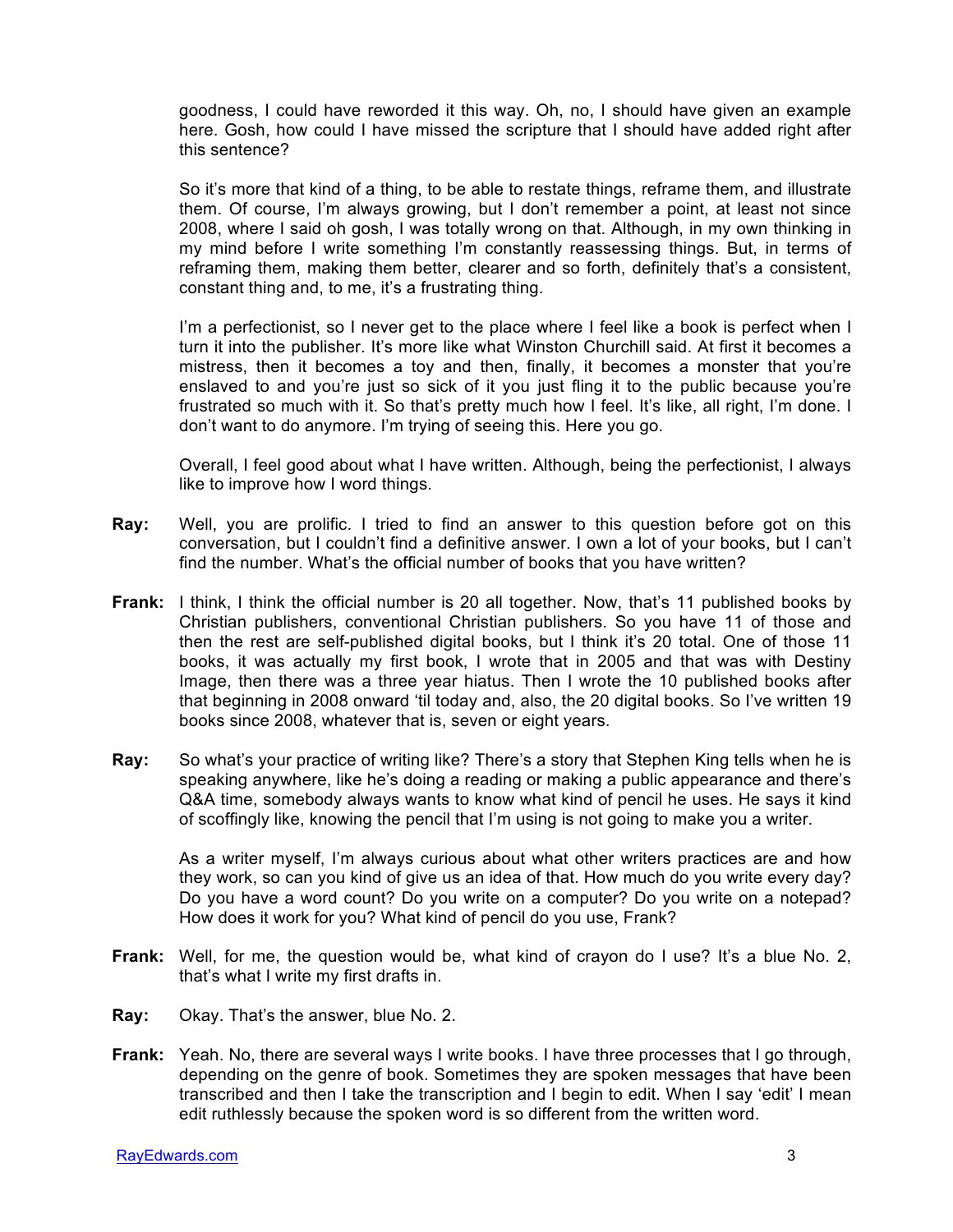goodness, I could have reworded it this way. Oh, no, I should have given an example here. Gosh, how could I have missed the scripture that I should have added right after this sentence?

So it's more that kind of a thing, to be able to restate things, reframe them, and illustrate them. Of course, I'm always growing, but I don't remember a point, at least not since 2008, where I said oh gosh, I was totally wrong on that. Although, in my own thinking in my mind before I write something I'm constantly reassessing things. But, in terms of reframing them, making them better, clearer and so forth, definitely that's a consistent, constant thing and, to me, it's a frustrating thing.

I'm a perfectionist, so I never get to the place where I feel like a book is perfect when I turn it into the publisher. It's more like what Winston Churchill said. At first it becomes a mistress, then it becomes a toy and then, finally, it becomes a monster that you're enslaved to and you're just so sick of it you just fling it to the public because you're frustrated so much with it. So that's pretty much how I feel. It's like, all right, I'm done. I don't want to do anymore. I'm trying of seeing this. Here you go.

Overall, I feel good about what I have written. Although, being the perfectionist, I always like to improve how I word things.

**Ray:** Well, you are prolific. I tried to find an answer to this question before got on this conversation, but I couldn't find a definitive answer. I own a lot of your books, but I can't find the number. What's the official number of books that you have written?

**Frank:** I think, I think the official number is 20 all together. Now, that's 11 published books by Christian publishers, conventional Christian publishers. So you have 11 of those and then the rest are self-published digital books, but I think it's 20 total. One of those 11 books, it was actually my first book, I wrote that in 2005 and that was with Destiny Image, then there was a three year hiatus. Then I wrote the 10 published books after that beginning in 2008 onward 'til today and, also, the 20 digital books. So I've written 19 books since 2008, whatever that is, seven or eight years.

**Ray:** So what's your practice of writing like? There's a story that Stephen King tells when he is speaking anywhere, like he's doing a reading or making a public appearance and there's Q&A time, somebody always wants to know what kind of pencil he uses. He says it kind of scoffingly like, knowing the pencil that I'm using is not going to make you a writer.

As a writer myself, I'm always curious about what other writers practices are and how they work, so can you kind of give us an idea of that. How much do you write every day? Do you have a word count? Do you write on a computer? Do you write on a notepad? How does it work for you? What kind of pencil do you use, Frank?

**Frank:** Well, for me, the question would be, what kind of crayon do I use? It's a blue No. 2, that's what I write my first drafts in.

**Ray:** Okay. That's the answer, blue No. 2.

**Frank:** Yeah. No, there are several ways I write books. I have three processes that I go through, depending on the genre of book. Sometimes they are spoken messages that have been transcribed and then I take the transcription and I begin to edit. When I say 'edit' I mean edit ruthlessly because the spoken word is so different from the written word.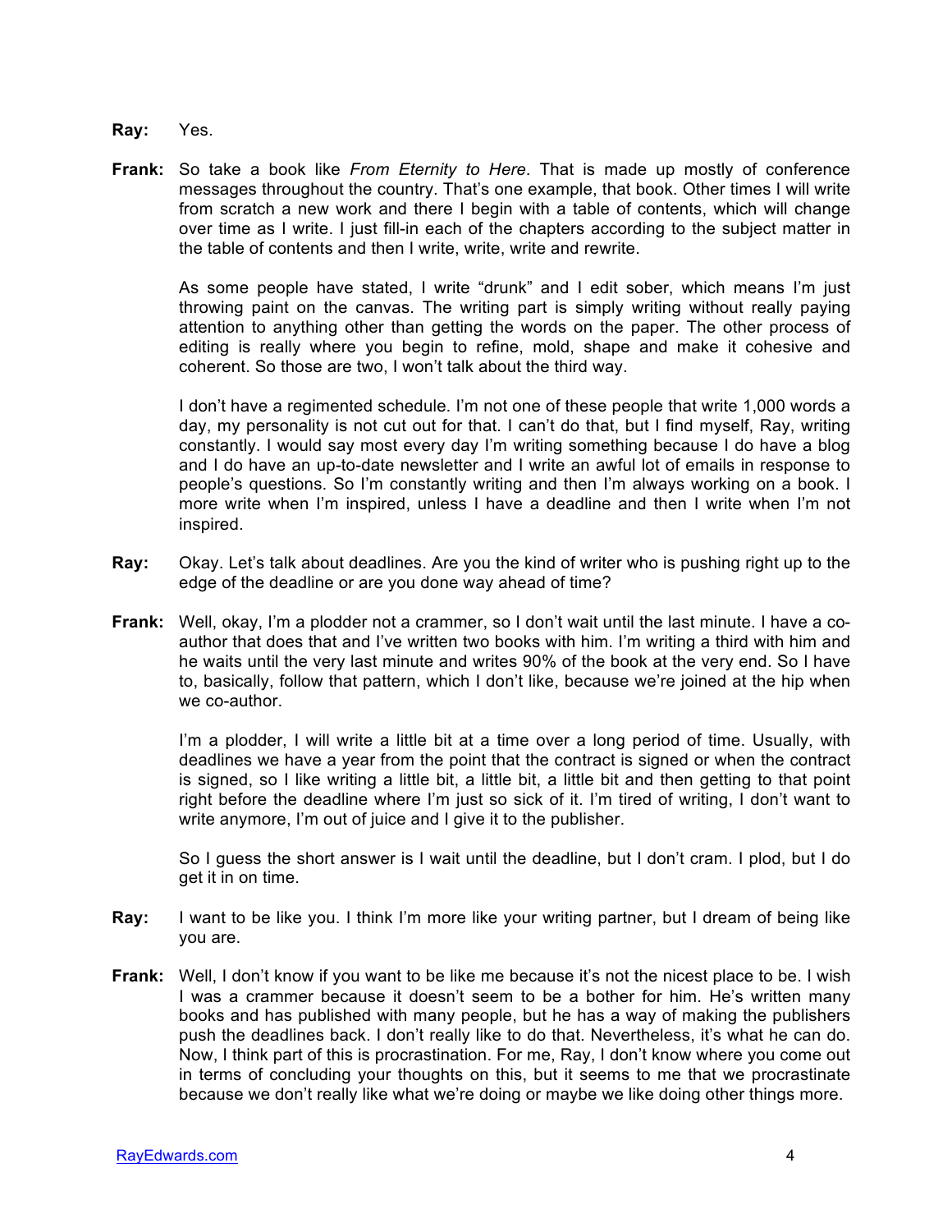**Ray:** Yes.

**Frank:** So take a book like *From Eternity to Here*. That is made up mostly of conference messages throughout the country. That's one example, that book. Other times I will write from scratch a new work and there I begin with a table of contents, which will change over time as I write. I just fill-in each of the chapters according to the subject matter in the table of contents and then I write, write, write and rewrite.

As some people have stated, I write "drunk" and I edit sober, which means I'm just throwing paint on the canvas. The writing part is simply writing without really paying attention to anything other than getting the words on the paper. The other process of editing is really where you begin to refine, mold, shape and make it cohesive and coherent. So those are two, I won't talk about the third way.

I don't have a regimented schedule. I'm not one of these people that write 1,000 words a day, my personality is not cut out for that. I can't do that, but I find myself, Ray, writing constantly. I would say most every day I'm writing something because I do have a blog and I do have an up-to-date newsletter and I write an awful lot of emails in response to people's questions. So I'm constantly writing and then I'm always working on a book. I more write when I'm inspired, unless I have a deadline and then I write when I'm not inspired.

**Ray:** Okay. Let's talk about deadlines. Are you the kind of writer who is pushing right up to the edge of the deadline or are you done way ahead of time?

**Frank:** Well, okay, I'm a plodder not a crammer, so I don't wait until the last minute. I have a co-author that does that and I've written two books with him. I'm writing a third with him and he waits until the very last minute and writes 90% of the book at the very end. So I have to, basically, follow that pattern, which I don't like, because we're joined at the hip when we co-author.

I'm a plodder, I will write a little bit at a time over a long period of time. Usually, with deadlines we have a year from the point that the contract is signed or when the contract is signed, so I like writing a little bit, a little bit, a little bit and then getting to that point right before the deadline where I'm just so sick of it. I'm tired of writing, I don't want to write anymore, I'm out of juice and I give it to the publisher.

So I guess the short answer is I wait until the deadline, but I don't cram. I plod, but I do get it in on time.

**Ray:** I want to be like you. I think I'm more like your writing partner, but I dream of being like you are.

**Frank:** Well, I don't know if you want to be like me because it's not the nicest place to be. I wish I was a crammer because it doesn't seem to be a bother for him. He's written many books and has published with many people, but he has a way of making the publishers push the deadlines back. I don't really like to do that. Nevertheless, it's what he can do. Now, I think part of this is procrastination. For me, Ray, I don't know where you come out in terms of concluding your thoughts on this, but it seems to me that we procrastinate because we don't really like what we're doing or maybe we like doing other things more.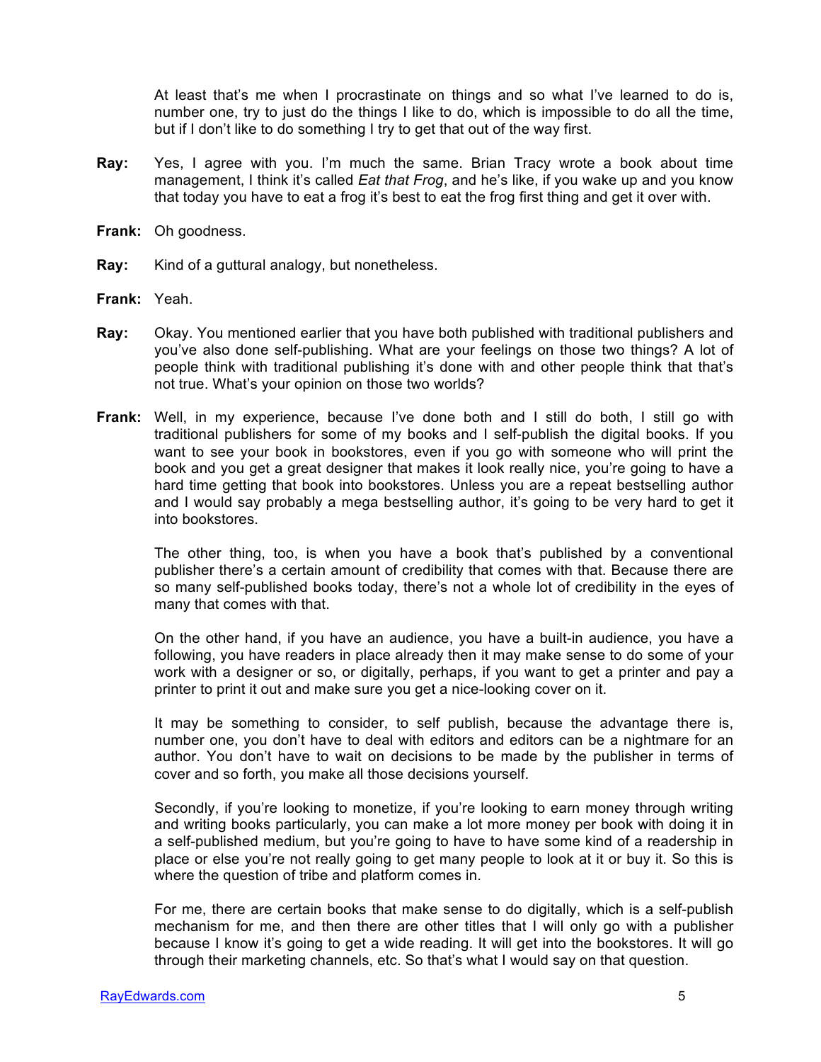At least that's me when I procrastinate on things and so what I've learned to do is, number one, try to just do the things I like to do, which is impossible to do all the time, but if I don't like to do something I try to get that out of the way first.

**Ray:** Yes, I agree with you. I'm much the same. Brian Tracy wrote a book about time management, I think it's called *Eat that Frog*, and he's like, if you wake up and you know that today you have to eat a frog it's best to eat the frog first thing and get it over with.

**Frank:** Oh goodness.

**Ray:** Kind of a guttural analogy, but nonetheless.

**Frank:** Yeah.

**Ray:** Okay. You mentioned earlier that you have both published with traditional publishers and you've also done self-publishing. What are your feelings on those two things? A lot of people think with traditional publishing it's done with and other people think that that's not true. What's your opinion on those two worlds?

**Frank:** Well, in my experience, because I've done both and I still do both, I still go with traditional publishers for some of my books and I self-publish the digital books. If you want to see your book in bookstores, even if you go with someone who will print the book and you get a great designer that makes it look really nice, you're going to have a hard time getting that book into bookstores. Unless you are a repeat bestselling author and I would say probably a mega bestselling author, it's going to be very hard to get it into bookstores.

The other thing, too, is when you have a book that's published by a conventional publisher there's a certain amount of credibility that comes with that. Because there are so many self-published books today, there's not a whole lot of credibility in the eyes of many that comes with that.

On the other hand, if you have an audience, you have a built-in audience, you have a following, you have readers in place already then it may make sense to do some of your work with a designer or so, or digitally, perhaps, if you want to get a printer and pay a printer to print it out and make sure you get a nice-looking cover on it.

It may be something to consider, to self publish, because the advantage there is, number one, you don't have to deal with editors and editors can be a nightmare for an author. You don't have to wait on decisions to be made by the publisher in terms of cover and so forth, you make all those decisions yourself.

Secondly, if you're looking to monetize, if you're looking to earn money through writing and writing books particularly, you can make a lot more money per book with doing it in a self-published medium, but you're going to have to have some kind of a readership in place or else you're not really going to get many people to look at it or buy it. So this is where the question of tribe and platform comes in.

For me, there are certain books that make sense to do digitally, which is a self-publish mechanism for me, and then there are other titles that I will only go with a publisher because I know it's going to get a wide reading. It will get into the bookstores. It will go through their marketing channels, etc. So that's what I would say on that question.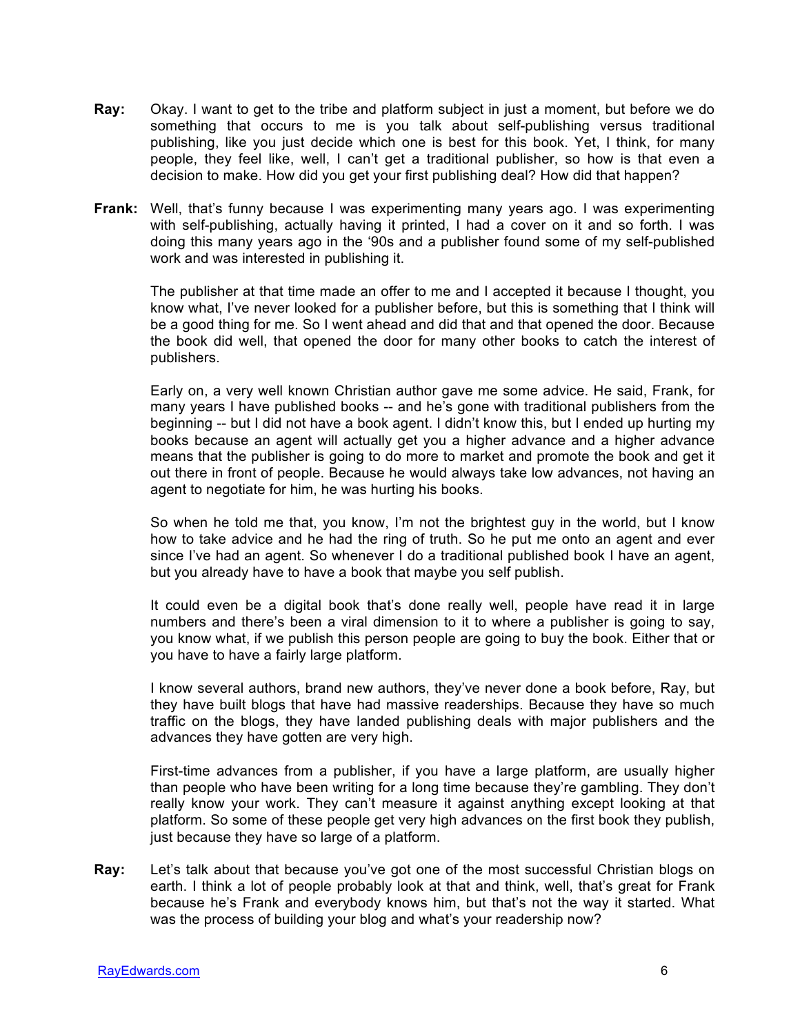**Ray:** Okay. I want to get to the tribe and platform subject in just a moment, but before we do something that occurs to me is you talk about self-publishing versus traditional publishing, like you just decide which one is best for this book. Yet, I think, for many people, they feel like, well, I can't get a traditional publisher, so how is that even a decision to make. How did you get your first publishing deal? How did that happen?

**Frank:** Well, that's funny because I was experimenting many years ago. I was experimenting with self-publishing, actually having it printed, I had a cover on it and so forth. I was doing this many years ago in the '90s and a publisher found some of my self-published work and was interested in publishing it.

The publisher at that time made an offer to me and I accepted it because I thought, you know what, I've never looked for a publisher before, but this is something that I think will be a good thing for me. So I went ahead and did that and that opened the door. Because the book did well, that opened the door for many other books to catch the interest of publishers.

Early on, a very well known Christian author gave me some advice. He said, Frank, for many years I have published books -- and he's gone with traditional publishers from the beginning -- but I did not have a book agent. I didn't know this, but I ended up hurting my books because an agent will actually get you a higher advance and a higher advance means that the publisher is going to do more to market and promote the book and get it out there in front of people. Because he would always take low advances, not having an agent to negotiate for him, he was hurting his books.

So when he told me that, you know, I'm not the brightest guy in the world, but I know how to take advice and he had the ring of truth. So he put me onto an agent and ever since I've had an agent. So whenever I do a traditional published book I have an agent, but you already have to have a book that maybe you self publish.

It could even be a digital book that's done really well, people have read it in large numbers and there's been a viral dimension to it to where a publisher is going to say, you know what, if we publish this person people are going to buy the book. Either that or you have to have a fairly large platform.

I know several authors, brand new authors, they've never done a book before, Ray, but they have built blogs that have had massive readerships. Because they have so much traffic on the blogs, they have landed publishing deals with major publishers and the advances they have gotten are very high.

First-time advances from a publisher, if you have a large platform, are usually higher than people who have been writing for a long time because they're gambling. They don't really know your work. They can't measure it against anything except looking at that platform. So some of these people get very high advances on the first book they publish, just because they have so large of a platform.

**Ray:** Let's talk about that because you've got one of the most successful Christian blogs on earth. I think a lot of people probably look at that and think, well, that's great for Frank because he's Frank and everybody knows him, but that's not the way it started. What was the process of building your blog and what's your readership now?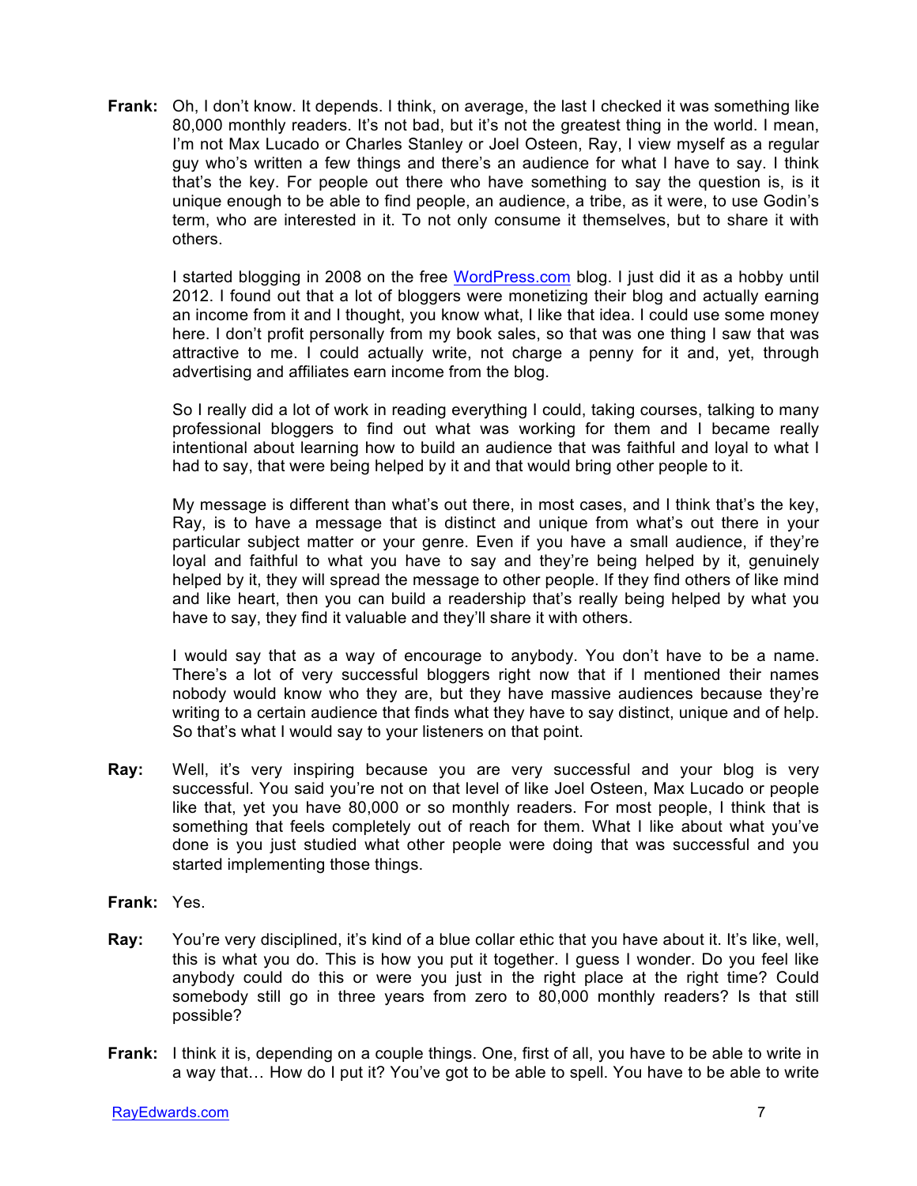**Frank:** Oh, I don't know. It depends. I think, on average, the last I checked it was something like 80,000 monthly readers. It's not bad, but it's not the greatest thing in the world. I mean, I'm not Max Lucado or Charles Stanley or Joel Osteen, Ray, I view myself as a regular guy who's written a few things and there's an audience for what I have to say. I think that's the key. For people out there who have something to say the question is, is it unique enough to be able to find people, an audience, a tribe, as it were, to use Godin's term, who are interested in it. To not only consume it themselves, but to share it with others.

I started blogging in 2008 on the free [WordPress.com](WordPress.com) blog. I just did it as a hobby until 2012. I found out that a lot of bloggers were monetizing their blog and actually earning an income from it and I thought, you know what, I like that idea. I could use some money here. I don't profit personally from my book sales, so that was one thing I saw that was attractive to me. I could actually write, not charge a penny for it and, yet, through advertising and affiliates earn income from the blog.

So I really did a lot of work in reading everything I could, taking courses, talking to many professional bloggers to find out what was working for them and I became really intentional about learning how to build an audience that was faithful and loyal to what I had to say, that were being helped by it and that would bring other people to it.

My message is different than what's out there, in most cases, and I think that's the key, Ray, is to have a message that is distinct and unique from what's out there in your particular subject matter or your genre. Even if you have a small audience, if they're loyal and faithful to what you have to say and they're being helped by it, genuinely helped by it, they will spread the message to other people. If they find others of like mind and like heart, then you can build a readership that's really being helped by what you have to say, they find it valuable and they'll share it with others.

I would say that as a way of encourage to anybody. You don't have to be a name. There's a lot of very successful bloggers right now that if I mentioned their names nobody would know who they are, but they have massive audiences because they're writing to a certain audience that finds what they have to say distinct, unique and of help. So that's what I would say to your listeners on that point.

**Ray:** Well, it's very inspiring because you are very successful and your blog is very successful. You said you're not on that level of like Joel Osteen, Max Lucado or people like that, yet you have 80,000 or so monthly readers. For most people, I think that is something that feels completely out of reach for them. What I like about what you've done is you just studied what other people were doing that was successful and you started implementing those things.

**Frank:** Yes.

**Ray:** You're very disciplined, it's kind of a blue collar ethic that you have about it. It's like, well, this is what you do. This is how you put it together. I guess I wonder. Do you feel like anybody could do this or were you just in the right place at the right time? Could somebody still go in three years from zero to 80,000 monthly readers? Is that still possible?

**Frank:** I think it is, depending on a couple things. One, first of all, you have to be able to write in a way that… How do I put it? You've got to be able to spell. You have to be able to write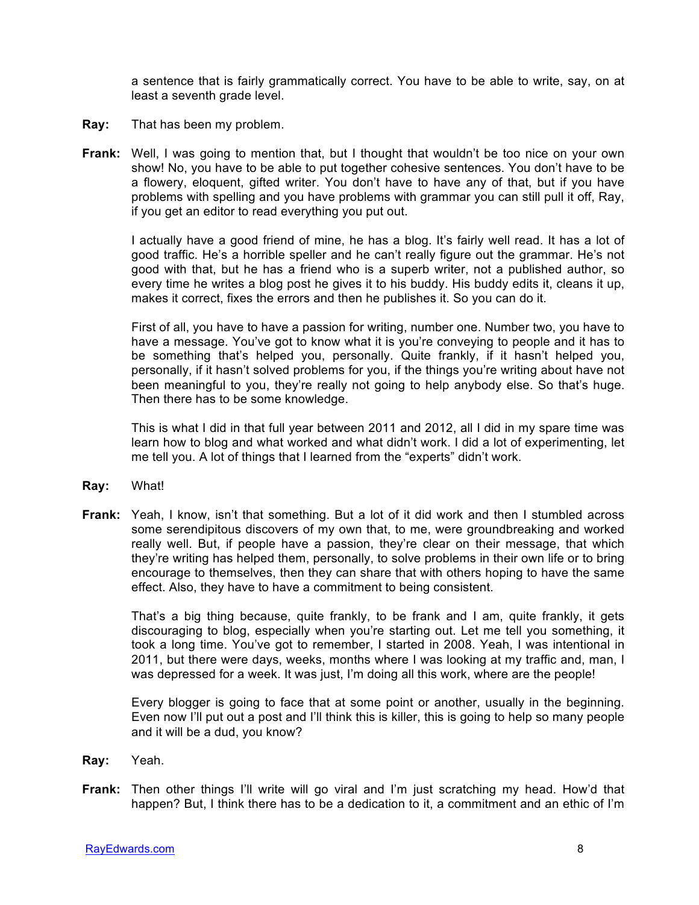a sentence that is fairly grammatically correct. You have to be able to write, say, on at least a seventh grade level.

**Ray:** That has been my problem.

**Frank:** Well, I was going to mention that, but I thought that wouldn't be too nice on your own show! No, you have to be able to put together cohesive sentences. You don't have to be a flowery, eloquent, gifted writer. You don't have to have any of that, but if you have problems with spelling and you have problems with grammar you can still pull it off, Ray, if you get an editor to read everything you put out.

I actually have a good friend of mine, he has a blog. It's fairly well read. It has a lot of good traffic. He's a horrible speller and he can't really figure out the grammar. He's not good with that, but he has a friend who is a superb writer, not a published author, so every time he writes a blog post he gives it to his buddy. His buddy edits it, cleans it up, makes it correct, fixes the errors and then he publishes it. So you can do it.

First of all, you have to have a passion for writing, number one. Number two, you have to have a message. You've got to know what it is you're conveying to people and it has to be something that's helped you, personally. Quite frankly, if it hasn't helped you, personally, if it hasn't solved problems for you, if the things you're writing about have not been meaningful to you, they're really not going to help anybody else. So that's huge. Then there has to be some knowledge.

This is what I did in that full year between 2011 and 2012, all I did in my spare time was learn how to blog and what worked and what didn't work. I did a lot of experimenting, let me tell you. A lot of things that I learned from the "experts" didn't work.

**Ray:** What!

**Frank:** Yeah, I know, isn't that something. But a lot of it did work and then I stumbled across some serendipitous discovers of my own that, to me, were groundbreaking and worked really well. But, if people have a passion, they're clear on their message, that which they're writing has helped them, personally, to solve problems in their own life or to bring encourage to themselves, then they can share that with others hoping to have the same effect. Also, they have to have a commitment to being consistent.

That's a big thing because, quite frankly, to be frank and I am, quite frankly, it gets discouraging to blog, especially when you're starting out. Let me tell you something, it took a long time. You've got to remember, I started in 2008. Yeah, I was intentional in 2011, but there were days, weeks, months where I was looking at my traffic and, man, I was depressed for a week. It was just, I'm doing all this work, where are the people!

Every blogger is going to face that at some point or another, usually in the beginning. Even now I'll put out a post and I'll think this is killer, this is going to help so many people and it will be a dud, you know?

**Ray:** Yeah.

**Frank:** Then other things I'll write will go viral and I'm just scratching my head. How'd that happen? But, I think there has to be a dedication to it, a commitment and an ethic of I'm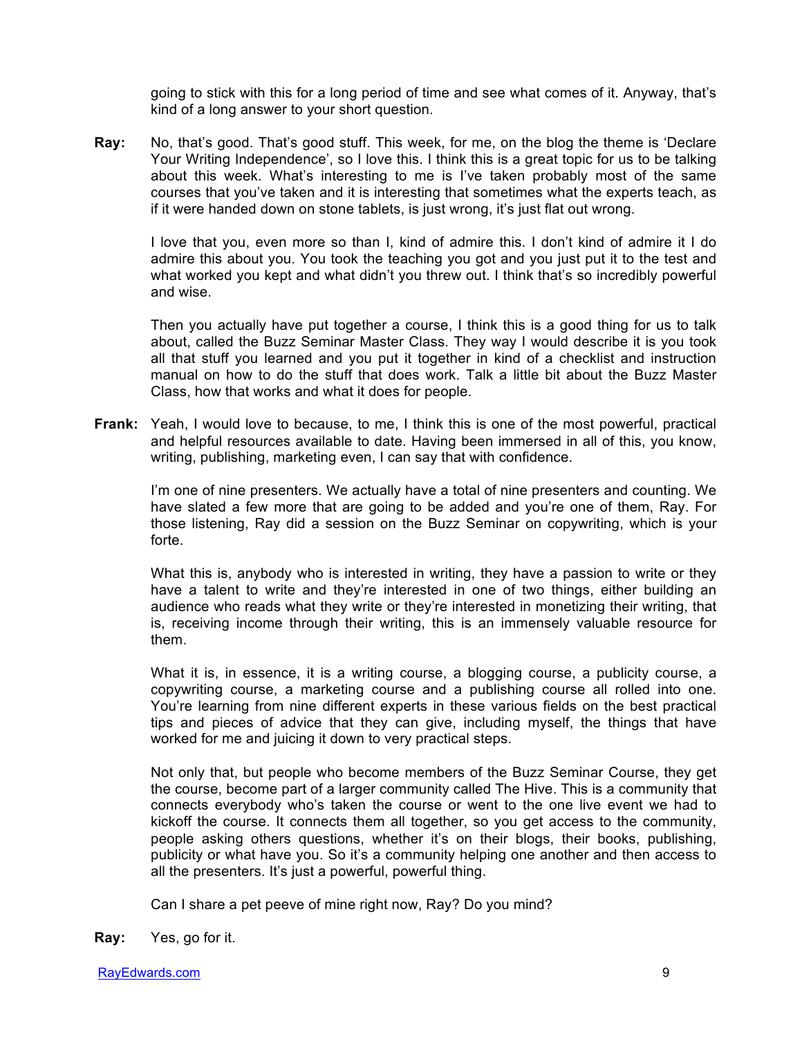going to stick with this for a long period of time and see what comes of it. Anyway, that's kind of a long answer to your short question.

**Ray:** No, that's good. That's good stuff. This week, for me, on the blog the theme is 'Declare Your Writing Independence', so I love this. I think this is a great topic for us to be talking about this week. What's interesting to me is I've taken probably most of the same courses that you've taken and it is interesting that sometimes what the experts teach, as if it were handed down on stone tablets, is just wrong, it's just flat out wrong.

I love that you, even more so than I, kind of admire this. I don't kind of admire it I do admire this about you. You took the teaching you got and you just put it to the test and what worked you kept and what didn't you threw out. I think that's so incredibly powerful and wise.

Then you actually have put together a course, I think this is a good thing for us to talk about, called the Buzz Seminar Master Class. They way I would describe it is you took all that stuff you learned and you put it together in kind of a checklist and instruction manual on how to do the stuff that does work. Talk a little bit about the Buzz Master Class, how that works and what it does for people.

**Frank:** Yeah, I would love to because, to me, I think this is one of the most powerful, practical and helpful resources available to date. Having been immersed in all of this, you know, writing, publishing, marketing even, I can say that with confidence.

I'm one of nine presenters. We actually have a total of nine presenters and counting. We have slated a few more that are going to be added and you're one of them, Ray. For those listening, Ray did a session on the Buzz Seminar on copywriting, which is your forte.

What this is, anybody who is interested in writing, they have a passion to write or they have a talent to write and they're interested in one of two things, either building an audience who reads what they write or they're interested in monetizing their writing, that is, receiving income through their writing, this is an immensely valuable resource for them.

What it is, in essence, it is a writing course, a blogging course, a publicity course, a copywriting course, a marketing course and a publishing course all rolled into one. You're learning from nine different experts in these various fields on the best practical tips and pieces of advice that they can give, including myself, the things that have worked for me and juicing it down to very practical steps.

Not only that, but people who become members of the Buzz Seminar Course, they get the course, become part of a larger community called The Hive. This is a community that connects everybody who's taken the course or went to the one live event we had to kickoff the course. It connects them all together, so you get access to the community, people asking others questions, whether it's on their blogs, their books, publishing, publicity or what have you. So it's a community helping one another and then access to all the presenters. It's just a powerful, powerful thing.

Can I share a pet peeve of mine right now, Ray? Do you mind?

**Ray:** Yes, go for it.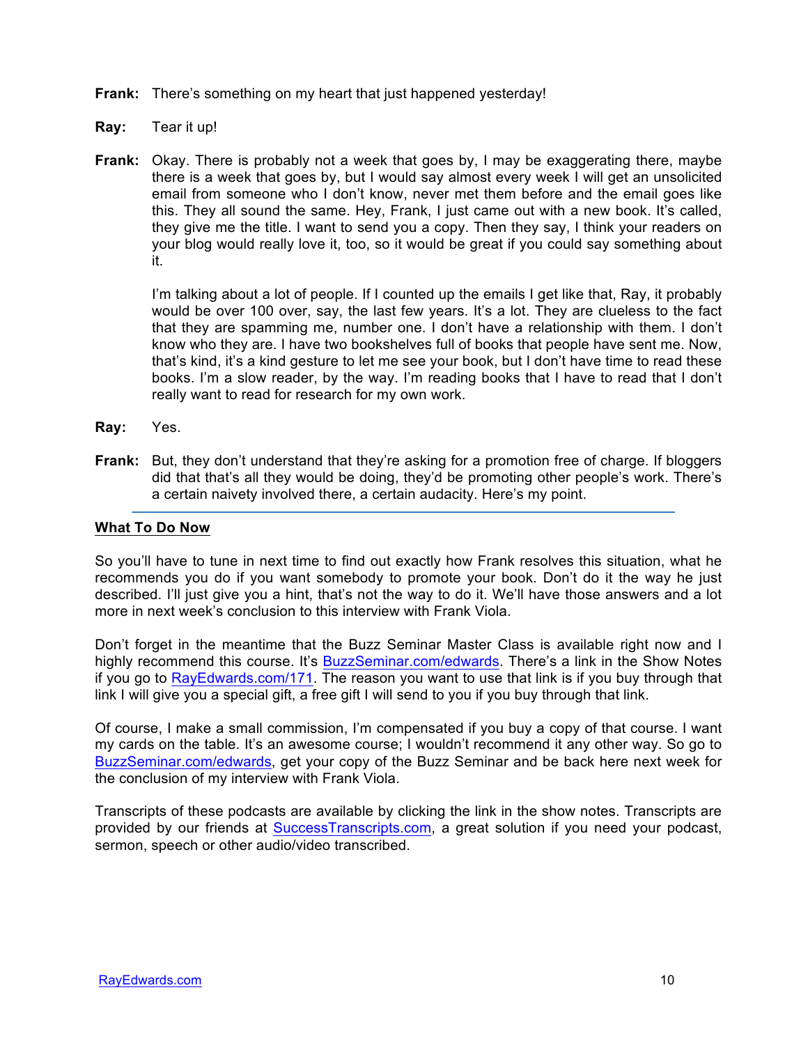**Frank:** There's something on my heart that just happened yesterday!

**Ray:** Tear it up!

**Frank:** Okay. There is probably not a week that goes by, I may be exaggerating there, maybe there is a week that goes by, but I would say almost every week I will get an unsolicited email from someone who I don't know, never met them before and the email goes like this. They all sound the same. Hey, Frank, I just came out with a new book. It's called, they give me the title. I want to send you a copy. Then they say, I think your readers on your blog would really love it, too, so it would be great if you could say something about it.

I'm talking about a lot of people. If I counted up the emails I get like that, Ray, it probably would be over 100 over, say, the last few years. It's a lot. They are clueless to the fact that they are spamming me, number one. I don't have a relationship with them. I don't know who they are. I have two bookshelves full of books that people have sent me. Now, that's kind, it's a kind gesture to let me see your book, but I don't have time to read these books. I'm a slow reader, by the way. I'm reading books that I have to read that I don't really want to read for research for my own work.

**Ray:** Yes.

**Frank:** But, they don't understand that they're asking for a promotion free of charge. If bloggers did that that's all they would be doing, they'd be promoting other people's work. There's a certain naivety involved there, a certain audacity. Here's my point.

---

**<u>What To Do Now</u>**

So you'll have to tune in next time to find out exactly how Frank resolves this situation, what he recommends you do if you want somebody to promote your book. Don't do it the way he just described. I'll just give you a hint, that's not the way to do it. We'll have those answers and a lot more in next week's conclusion to this interview with Frank Viola.

Don't forget in the meantime that the Buzz Seminar Master Class is available right now and I highly recommend this course. It's BuzzSeminar.com/edwards. There's a link in the Show Notes if you go to RayEdwards.com/171. The reason you want to use that link is if you buy through that link I will give you a special gift, a free gift I will send to you if you buy through that link.

Of course, I make a small commission, I'm compensated if you buy a copy of that course. I want my cards on the table. It's an awesome course; I wouldn't recommend it any other way. So go to BuzzSeminar.com/edwards, get your copy of the Buzz Seminar and be back here next week for the conclusion of my interview with Frank Viola.

Transcripts of these podcasts are available by clicking the link in the show notes. Transcripts are provided by our friends at SuccessTranscripts.com, a great solution if you need your podcast, sermon, speech or other audio/video transcribed.